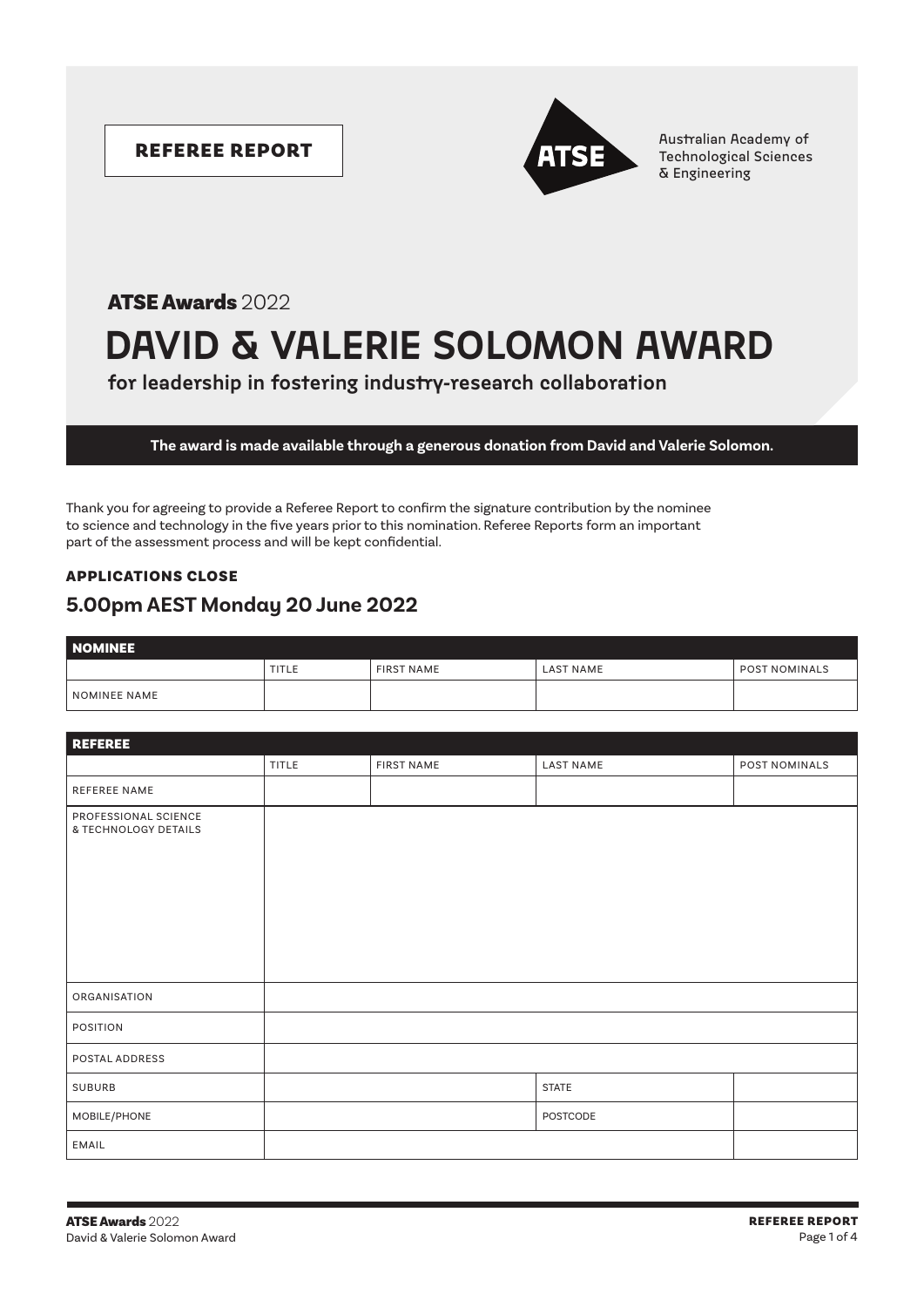**REFEREE REPORT**

ATSE

Australian Academy of Technological Sciences & Engineering

**ATSE Awards** 2022

# DAVID & VALERIE SOLOMON AWARD

## for leadership in fostering industry-research collaboration

**The award is made available through a generous donation from David and Valerie Solomon.**

Thank you for agreeing to provide a Referee Report to confirm the signature contribution by the nominee to science and technology in the five years prior to this nomination. Referee Reports form an important part of the assessment process and will be kept confidential.

**APPLICATIONS CLOSE**

### 5.00pm AEST Monday 20 June 2022

| NOMINEE | | | | |
|---|---|---|---|---|
| | TITLE | FIRST NAME | LAST NAME | POST NOMINALS |
| NOMINEE NAME | | | | |

| REFEREE | | | | |
|---|---|---|---|---|
| | TITLE | FIRST NAME | LAST NAME | POST NOMINALS |
| REFEREE NAME | | | | |
| PROFESSIONAL SCIENCE & TECHNOLOGY DETAILS | | | | |
| ORGANISATION | | | | |
| POSITION | | | | |
| POSTAL ADDRESS | | | | |
| SUBURB | | | STATE | |
| MOBILE/PHONE | | | POSTCODE | |
| EMAIL | | | | |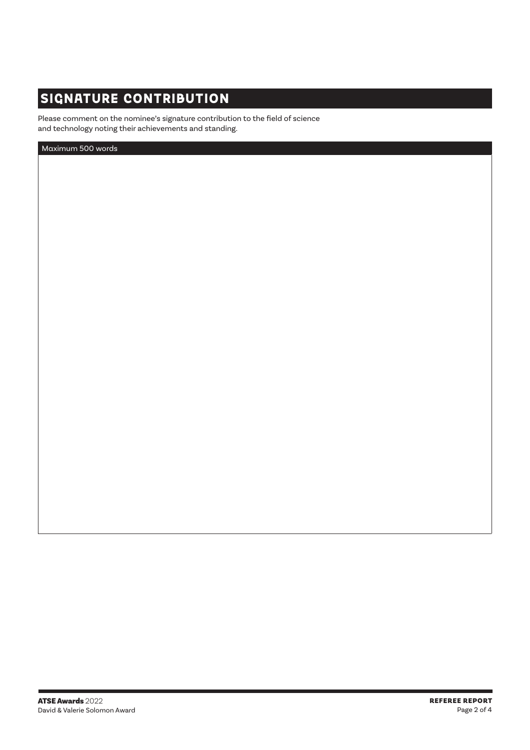## SIGNATURE CONTRIBUTION

Please comment on the nominee's signature contribution to the field of science and technology noting their achievements and standing.

Maximum 500 words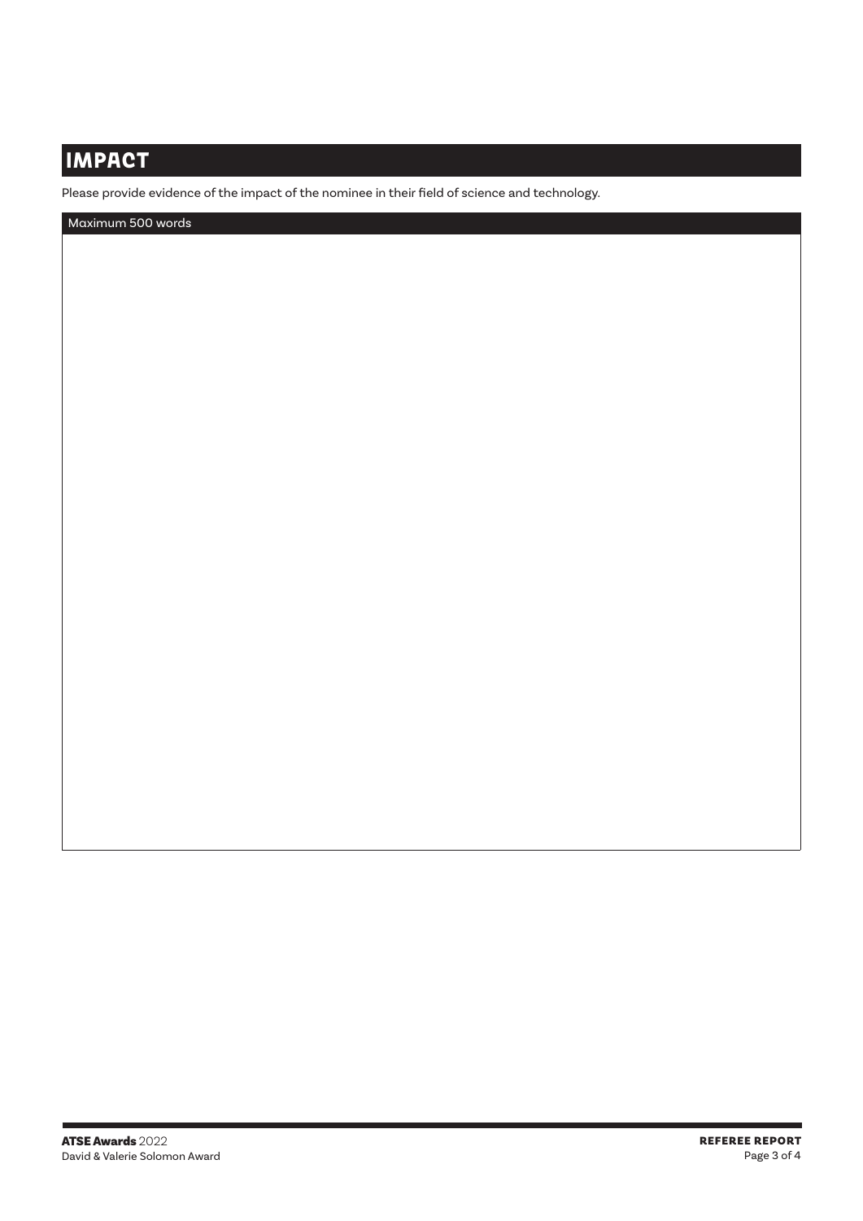## IMPACT

Please provide evidence of the impact of the nominee in their field of science and technology.

Maximum 500 words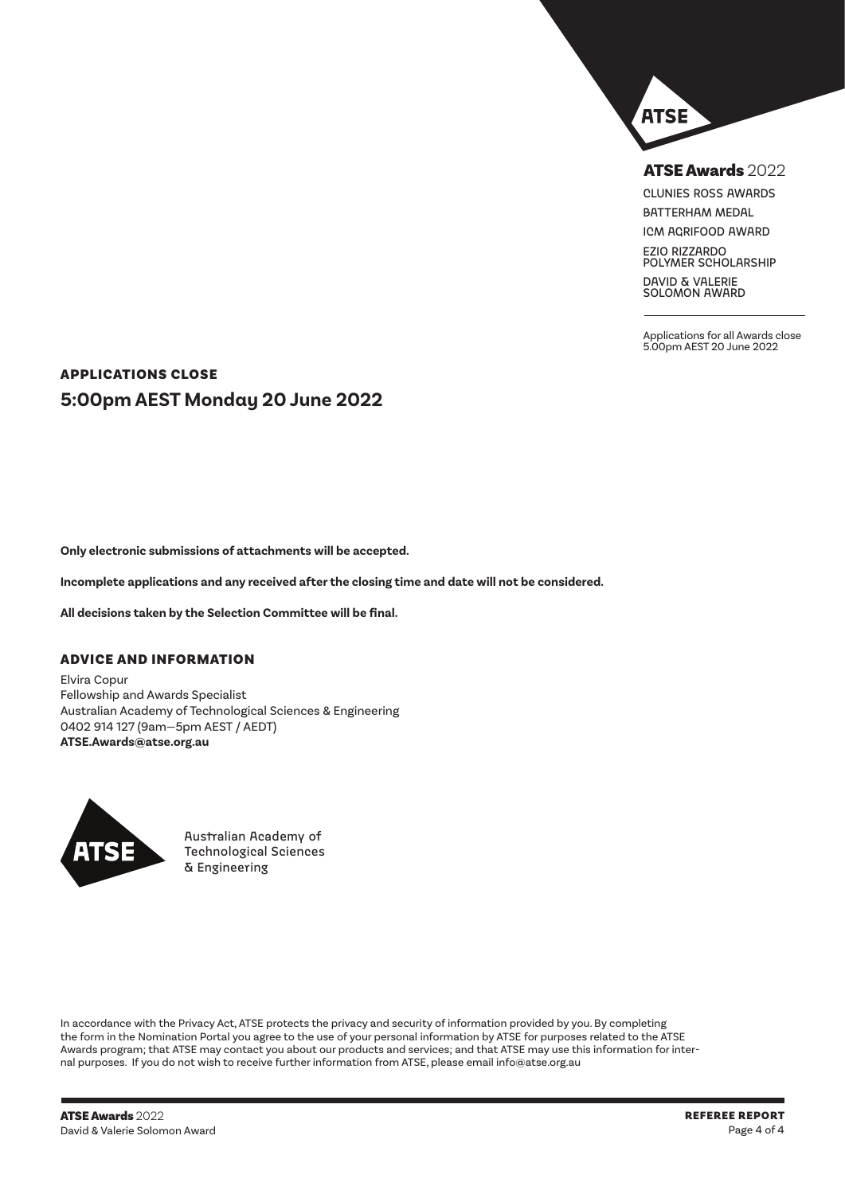ATSE

**ATSE Awards** 2022

CLUNIES ROSS AWARDS

BATTERHAM MEDAL

ICM AGRIFOOD AWARD

EZIO RIZZARDO POLYMER SCHOLARSHIP

DAVID & VALERIE SOLOMON AWARD

Applications for all Awards close 5.00pm AEST 20 June 2022

## APPLICATIONS CLOSE

## 5:00pm AEST Monday 20 June 2022

**Only electronic submissions of attachments will be accepted.**

**Incomplete applications and any received after the closing time and date will not be considered.**

**All decisions taken by the Selection Committee will be final.**

### ADVICE AND INFORMATION

Elvira Copur
Fellowship and Awards Specialist
Australian Academy of Technological Sciences & Engineering
0402 914 127 (9am—5pm AEST / AEDT)
**ATSE.Awards@atse.org.au**

ATSE Australian Academy of Technological Sciences & Engineering

In accordance with the Privacy Act, ATSE protects the privacy and security of information provided by you. By completing the form in the Nomination Portal you agree to the use of your personal information by ATSE for purposes related to the ATSE Awards program; that ATSE may contact you about our products and services; and that ATSE may use this information for internal purposes. If you do not wish to receive further information from ATSE, please email info@atse.org.au